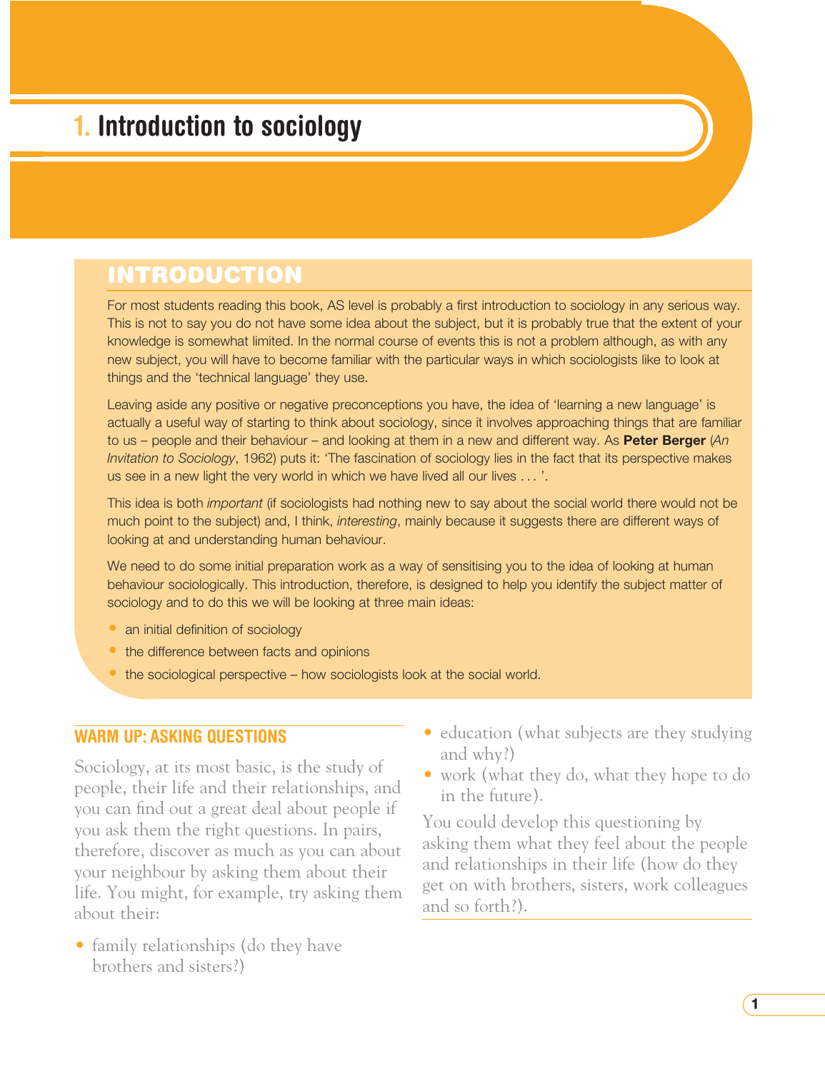# 1. Introduction to sociology

## INTRODUCTION

For most students reading this book, AS level is probably a first introduction to sociology in any serious way. This is not to say you do not have some idea about the subject, but it is probably true that the extent of your knowledge is somewhat limited. In the normal course of events this is not a problem although, as with any new subject, you will have to become familiar with the particular ways in which sociologists like to look at things and the 'technical language' they use.

Leaving aside any positive or negative preconceptions you have, the idea of 'learning a new language' is actually a useful way of starting to think about sociology, since it involves approaching things that are familiar to us – people and their behaviour – and looking at them in a new and different way. As **Peter Berger** (*An Invitation to Sociology*, 1962) puts it: 'The fascination of sociology lies in the fact that its perspective makes us see in a new light the very world in which we have lived all our lives . . . '.

This idea is both *important* (if sociologists had nothing new to say about the social world there would not be much point to the subject) and, I think, *interesting*, mainly because it suggests there are different ways of looking at and understanding human behaviour.

We need to do some initial preparation work as a way of sensitising you to the idea of looking at human behaviour sociologically. This introduction, therefore, is designed to help you identify the subject matter of sociology and to do this we will be looking at three main ideas:

- an initial definition of sociology
- the difference between facts and opinions
- the sociological perspective – how sociologists look at the social world.

### WARM UP: ASKING QUESTIONS

Sociology, at its most basic, is the study of people, their life and their relationships, and you can find out a great deal about people if you ask them the right questions. In pairs, therefore, discover as much as you can about your neighbour by asking them about their life. You might, for example, try asking them about their:

- family relationships (do they have brothers and sisters?)
- education (what subjects are they studying and why?)
- work (what they do, what they hope to do in the future).

You could develop this questioning by asking them what they feel about the people and relationships in their life (how do they get on with brothers, sisters, work colleagues and so forth?).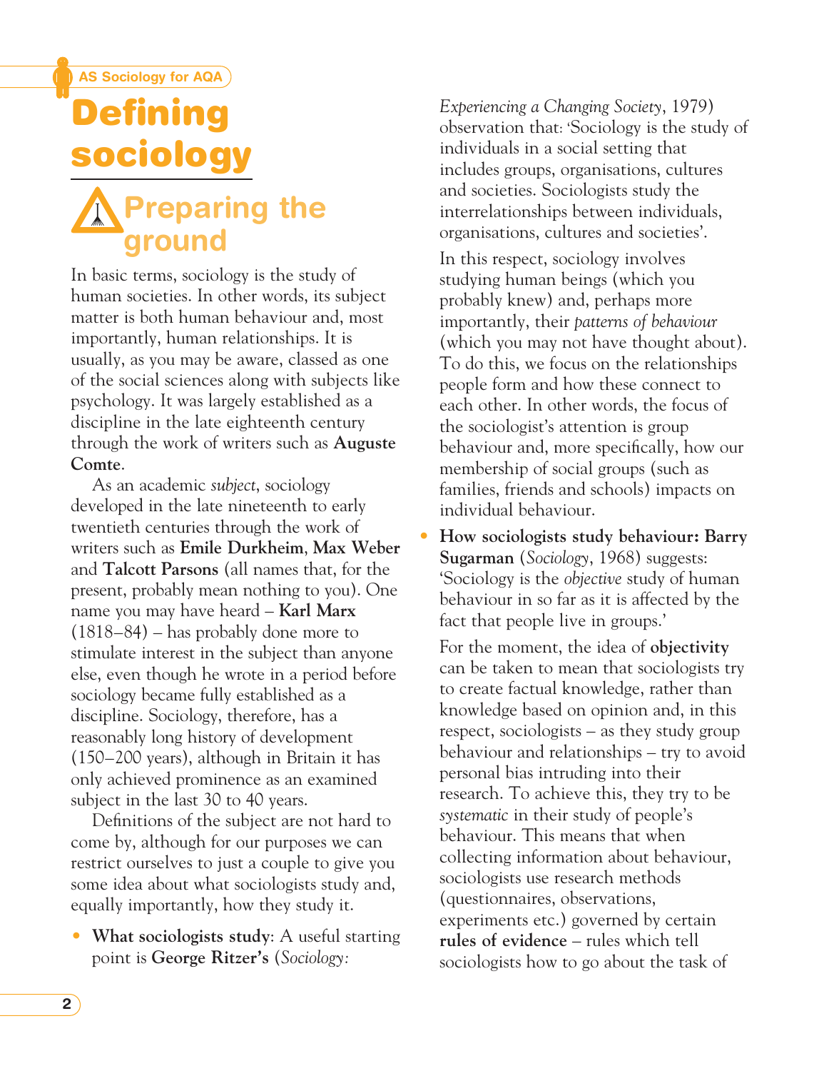# Defining sociology

## Preparing the ground

In basic terms, sociology is the study of human societies. In other words, its subject matter is both human behaviour and, most importantly, human relationships. It is usually, as you may be aware, classed as one of the social sciences along with subjects like psychology. It was largely established as a discipline in the late eighteenth century through the work of writers such as **Auguste Comte**.

As an academic *subject*, sociology developed in the late nineteenth to early twentieth centuries through the work of writers such as **Emile Durkheim**, **Max Weber** and **Talcott Parsons** (all names that, for the present, probably mean nothing to you). One name you may have heard – **Karl Marx** (1818–84) – has probably done more to stimulate interest in the subject than anyone else, even though he wrote in a period before sociology became fully established as a discipline. Sociology, therefore, has a reasonably long history of development (150–200 years), although in Britain it has only achieved prominence as an examined subject in the last 30 to 40 years.

Definitions of the subject are not hard to come by, although for our purposes we can restrict ourselves to just a couple to give you some idea about what sociologists study and, equally importantly, how they study it.

- **What sociologists study**: A useful starting point is **George Ritzer's** (*Sociology: Experiencing a Changing Society*, 1979) observation that: 'Sociology is the study of individuals in a social setting that includes groups, organisations, cultures and societies. Sociologists study the interrelationships between individuals, organisations, cultures and societies'.

  In this respect, sociology involves studying human beings (which you probably knew) and, perhaps more importantly, their *patterns of behaviour* (which you may not have thought about). To do this, we focus on the relationships people form and how these connect to each other. In other words, the focus of the sociologist's attention is group behaviour and, more specifically, how our membership of social groups (such as families, friends and schools) impacts on individual behaviour.

- **How sociologists study behaviour: Barry Sugarman** (*Sociology*, 1968) suggests: 'Sociology is the *objective* study of human behaviour in so far as it is affected by the fact that people live in groups.'

  For the moment, the idea of **objectivity** can be taken to mean that sociologists try to create factual knowledge, rather than knowledge based on opinion and, in this respect, sociologists – as they study group behaviour and relationships – try to avoid personal bias intruding into their research. To achieve this, they try to be *systematic* in their study of people's behaviour. This means that when collecting information about behaviour, sociologists use research methods (questionnaires, observations, experiments etc.) governed by certain **rules of evidence** – rules which tell sociologists how to go about the task of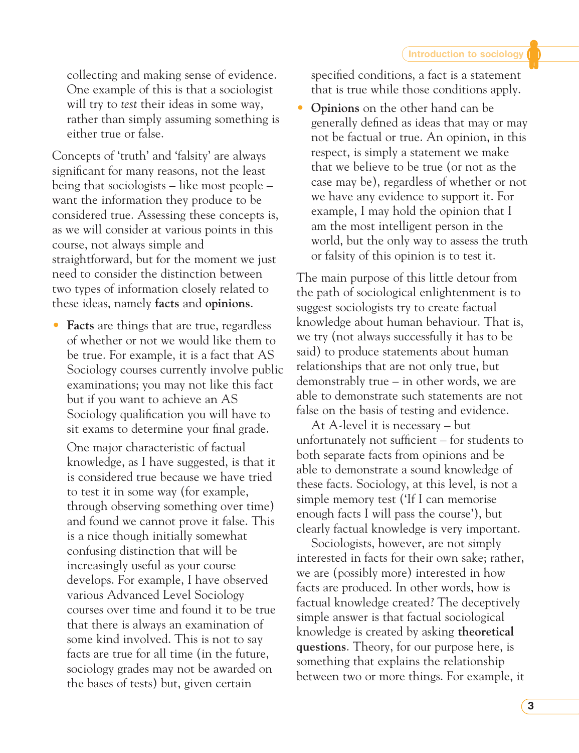collecting and making sense of evidence. One example of this is that a sociologist will try to *test* their ideas in some way, rather than simply assuming something is either true or false.

Concepts of 'truth' and 'falsity' are always significant for many reasons, not the least being that sociologists – like most people – want the information they produce to be considered true. Assessing these concepts is, as we will consider at various points in this course, not always simple and straightforward, but for the moment we just need to consider the distinction between two types of information closely related to these ideas, namely **facts** and **opinions**.

- **Facts** are things that are true, regardless of whether or not we would like them to be true. For example, it is a fact that AS Sociology courses currently involve public examinations; you may not like this fact but if you want to achieve an AS Sociology qualification you will have to sit exams to determine your final grade.

  One major characteristic of factual knowledge, as I have suggested, is that it is considered true because we have tried to test it in some way (for example, through observing something over time) and found we cannot prove it false. This is a nice though initially somewhat confusing distinction that will be increasingly useful as your course develops. For example, I have observed various Advanced Level Sociology courses over time and found it to be true that there is always an examination of some kind involved. This is not to say facts are true for all time (in the future, sociology grades may not be awarded on the bases of tests) but, given certain specified conditions, a fact is a statement that is true while those conditions apply.
- **Opinions** on the other hand can be generally defined as ideas that may or may not be factual or true. An opinion, in this respect, is simply a statement we make that we believe to be true (or not as the case may be), regardless of whether or not we have any evidence to support it. For example, I may hold the opinion that I am the most intelligent person in the world, but the only way to assess the truth or falsity of this opinion is to test it.

The main purpose of this little detour from the path of sociological enlightenment is to suggest sociologists try to create factual knowledge about human behaviour. That is, we try (not always successfully it has to be said) to produce statements about human relationships that are not only true, but demonstrably true – in other words, we are able to demonstrate such statements are not false on the basis of testing and evidence.

At A-level it is necessary – but unfortunately not sufficient – for students to both separate facts from opinions and be able to demonstrate a sound knowledge of these facts. Sociology, at this level, is not a simple memory test ('If I can memorise enough facts I will pass the course'), but clearly factual knowledge is very important.

Sociologists, however, are not simply interested in facts for their own sake; rather, we are (possibly more) interested in how facts are produced. In other words, how is factual knowledge created? The deceptively simple answer is that factual sociological knowledge is created by asking **theoretical questions**. Theory, for our purpose here, is something that explains the relationship between two or more things. For example, it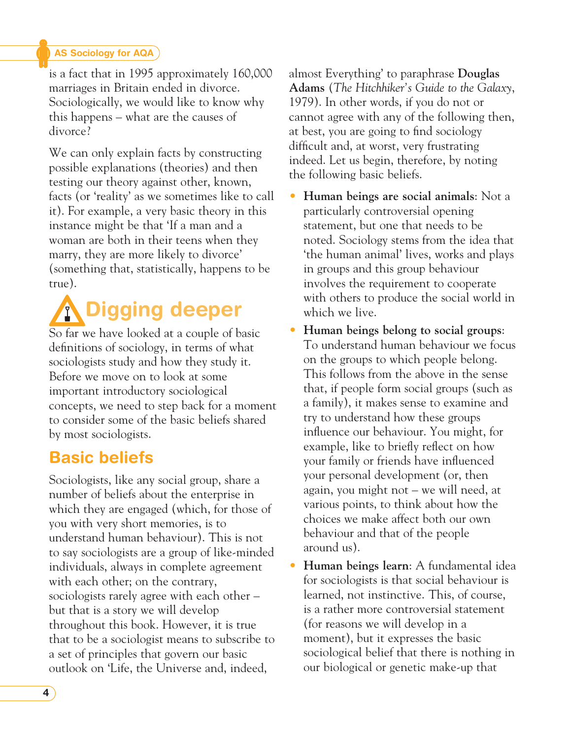is a fact that in 1995 approximately 160,000 marriages in Britain ended in divorce. Sociologically, we would like to know why this happens – what are the causes of divorce?

We can only explain facts by constructing possible explanations (theories) and then testing our theory against other, known, facts (or 'reality' as we sometimes like to call it). For example, a very basic theory in this instance might be that 'If a man and a woman are both in their teens when they marry, they are more likely to divorce' (something that, statistically, happens to be true).

## Digging deeper

So far we have looked at a couple of basic definitions of sociology, in terms of what sociologists study and how they study it. Before we move on to look at some important introductory sociological concepts, we need to step back for a moment to consider some of the basic beliefs shared by most sociologists.

### Basic beliefs

Sociologists, like any social group, share a number of beliefs about the enterprise in which they are engaged (which, for those of you with very short memories, is to understand human behaviour). This is not to say sociologists are a group of like-minded individuals, always in complete agreement with each other; on the contrary, sociologists rarely agree with each other – but that is a story we will develop throughout this book. However, it is true that to be a sociologist means to subscribe to a set of principles that govern our basic outlook on 'Life, the Universe and, indeed, almost Everything' to paraphrase **Douglas Adams** (*The Hitchhiker's Guide to the Galaxy*, 1979). In other words, if you do not or cannot agree with any of the following then, at best, you are going to find sociology difficult and, at worst, very frustrating indeed. Let us begin, therefore, by noting the following basic beliefs.

- **Human beings are social animals**: Not a particularly controversial opening statement, but one that needs to be noted. Sociology stems from the idea that 'the human animal' lives, works and plays in groups and this group behaviour involves the requirement to cooperate with others to produce the social world in which we live.
- **Human beings belong to social groups**: To understand human behaviour we focus on the groups to which people belong. This follows from the above in the sense that, if people form social groups (such as a family), it makes sense to examine and try to understand how these groups influence our behaviour. You might, for example, like to briefly reflect on how your family or friends have influenced your personal development (or, then again, you might not – we will need, at various points, to think about how the choices we make affect both our own behaviour and that of the people around us).
- **Human beings learn**: A fundamental idea for sociologists is that social behaviour is learned, not instinctive. This, of course, is a rather more controversial statement (for reasons we will develop in a moment), but it expresses the basic sociological belief that there is nothing in our biological or genetic make-up that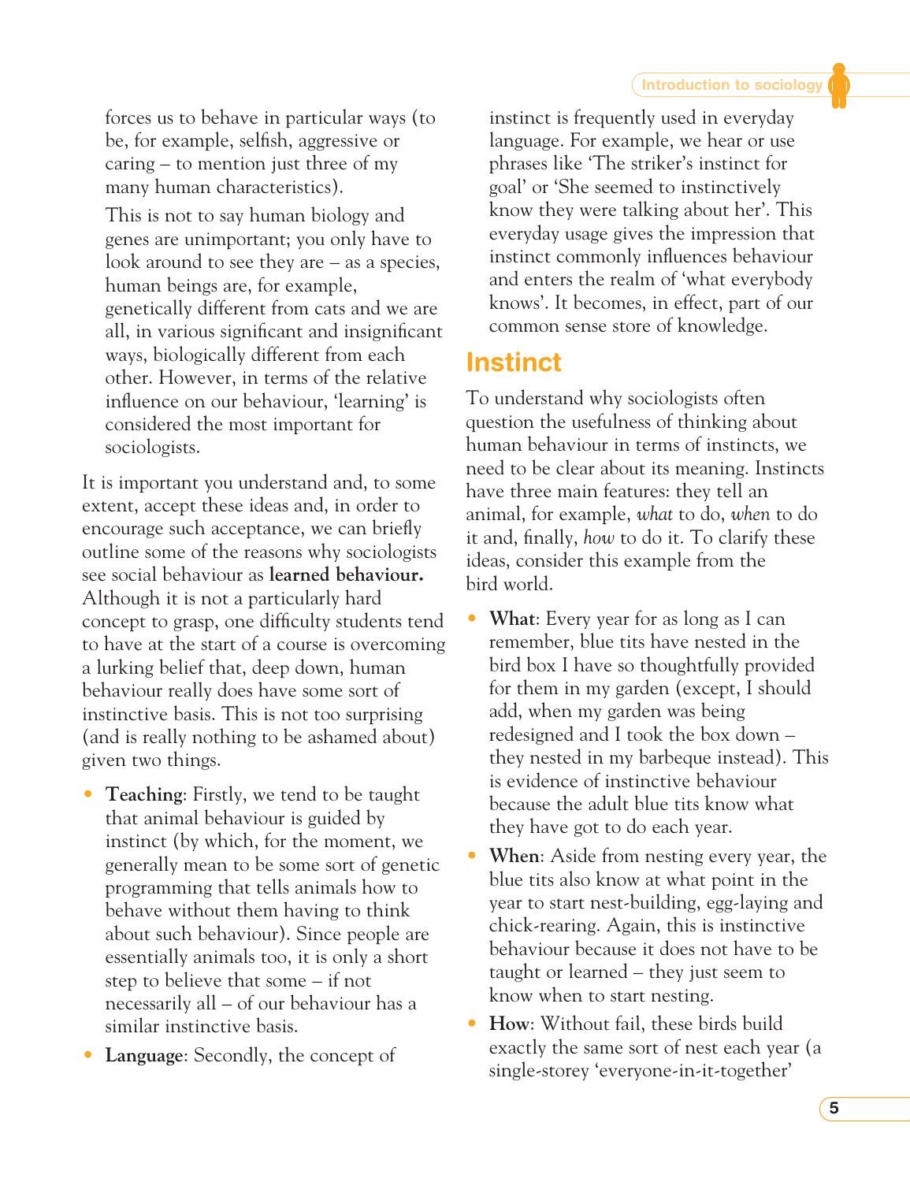forces us to behave in particular ways (to be, for example, selfish, aggressive or caring – to mention just three of my many human characteristics).

This is not to say human biology and genes are unimportant; you only have to look around to see they are – as a species, human beings are, for example, genetically different from cats and we are all, in various significant and insignificant ways, biologically different from each other. However, in terms of the relative influence on our behaviour, 'learning' is considered the most important for sociologists.

It is important you understand and, to some extent, accept these ideas and, in order to encourage such acceptance, we can briefly outline some of the reasons why sociologists see social behaviour as **learned behaviour.** Although it is not a particularly hard concept to grasp, one difficulty students tend to have at the start of a course is overcoming a lurking belief that, deep down, human behaviour really does have some sort of instinctive basis. This is not too surprising (and is really nothing to be ashamed about) given two things.

- **Teaching**: Firstly, we tend to be taught that animal behaviour is guided by instinct (by which, for the moment, we generally mean to be some sort of genetic programming that tells animals how to behave without them having to think about such behaviour). Since people are essentially animals too, it is only a short step to believe that some – if not necessarily all – of our behaviour has a similar instinctive basis.
- **Language**: Secondly, the concept of instinct is frequently used in everyday language. For example, we hear or use phrases like 'The striker's instinct for goal' or 'She seemed to instinctively know they were talking about her'. This everyday usage gives the impression that instinct commonly influences behaviour and enters the realm of 'what everybody knows'. It becomes, in effect, part of our common sense store of knowledge.

## Instinct

To understand why sociologists often question the usefulness of thinking about human behaviour in terms of instincts, we need to be clear about its meaning. Instincts have three main features: they tell an animal, for example, *what* to do, *when* to do it and, finally, *how* to do it. To clarify these ideas, consider this example from the bird world.

- **What**: Every year for as long as I can remember, blue tits have nested in the bird box I have so thoughtfully provided for them in my garden (except, I should add, when my garden was being redesigned and I took the box down – they nested in my barbeque instead). This is evidence of instinctive behaviour because the adult blue tits know what they have got to do each year.
- **When**: Aside from nesting every year, the blue tits also know at what point in the year to start nest-building, egg-laying and chick-rearing. Again, this is instinctive behaviour because it does not have to be taught or learned – they just seem to know when to start nesting.
- **How**: Without fail, these birds build exactly the same sort of nest each year (a single-storey 'everyone-in-it-together'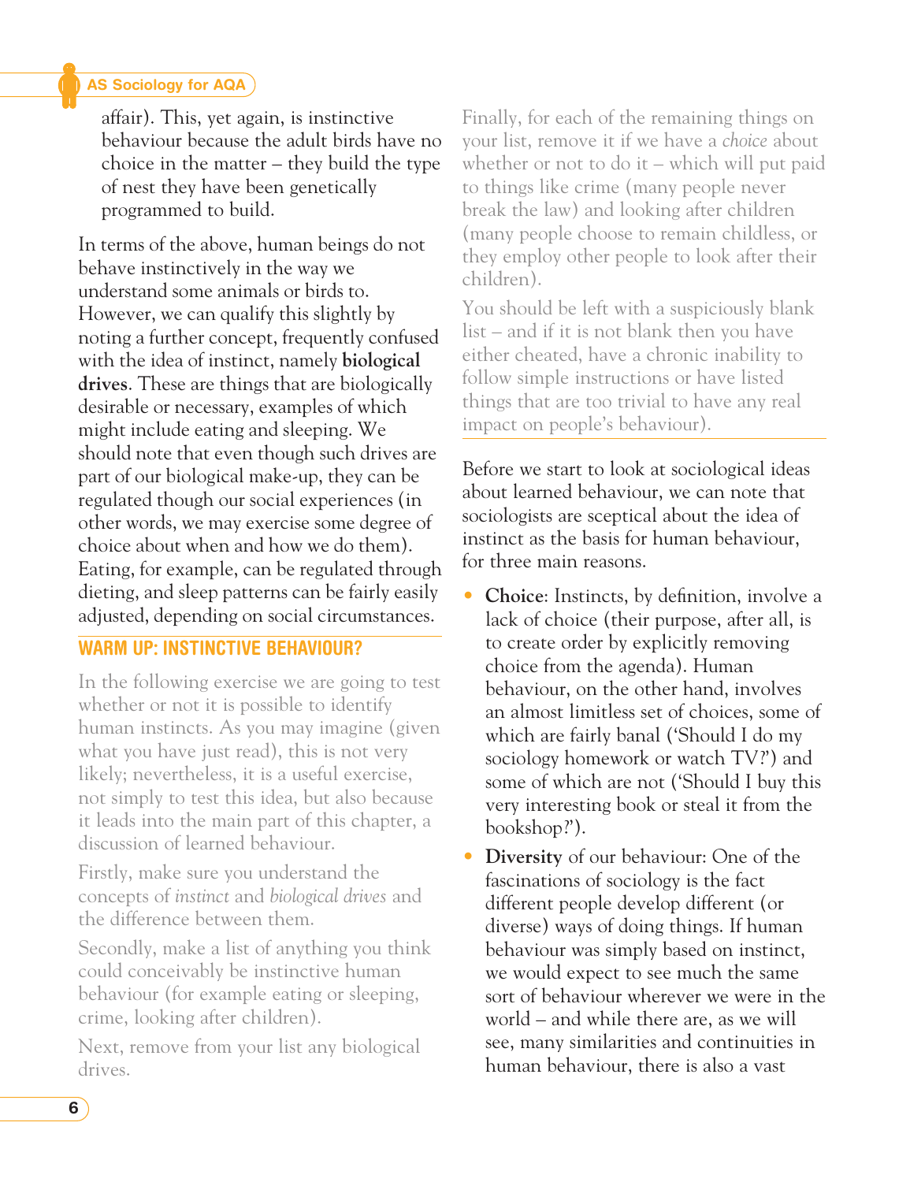affair). This, yet again, is instinctive behaviour because the adult birds have no choice in the matter – they build the type of nest they have been genetically programmed to build.

In terms of the above, human beings do not behave instinctively in the way we understand some animals or birds to. However, we can qualify this slightly by noting a further concept, frequently confused with the idea of instinct, namely **biological drives**. These are things that are biologically desirable or necessary, examples of which might include eating and sleeping. We should note that even though such drives are part of our biological make-up, they can be regulated though our social experiences (in other words, we may exercise some degree of choice about when and how we do them). Eating, for example, can be regulated through dieting, and sleep patterns can be fairly easily adjusted, depending on social circumstances.

## WARM UP: INSTINCTIVE BEHAVIOUR?

In the following exercise we are going to test whether or not it is possible to identify human instincts. As you may imagine (given what you have just read), this is not very likely; nevertheless, it is a useful exercise, not simply to test this idea, but also because it leads into the main part of this chapter, a discussion of learned behaviour.

Firstly, make sure you understand the concepts of *instinct* and *biological drives* and the difference between them.

Secondly, make a list of anything you think could conceivably be instinctive human behaviour (for example eating or sleeping, crime, looking after children).

Next, remove from your list any biological drives.

Finally, for each of the remaining things on your list, remove it if we have a *choice* about whether or not to do it – which will put paid to things like crime (many people never break the law) and looking after children (many people choose to remain childless, or they employ other people to look after their children).

You should be left with a suspiciously blank list – and if it is not blank then you have either cheated, have a chronic inability to follow simple instructions or have listed things that are too trivial to have any real impact on people's behaviour).

Before we start to look at sociological ideas about learned behaviour, we can note that sociologists are sceptical about the idea of instinct as the basis for human behaviour, for three main reasons.

- **Choice**: Instincts, by definition, involve a lack of choice (their purpose, after all, is to create order by explicitly removing choice from the agenda). Human behaviour, on the other hand, involves an almost limitless set of choices, some of which are fairly banal ('Should I do my sociology homework or watch TV?') and some of which are not ('Should I buy this very interesting book or steal it from the bookshop?').
- **Diversity** of our behaviour: One of the fascinations of sociology is the fact different people develop different (or diverse) ways of doing things. If human behaviour was simply based on instinct, we would expect to see much the same sort of behaviour wherever we were in the world – and while there are, as we will see, many similarities and continuities in human behaviour, there is also a vast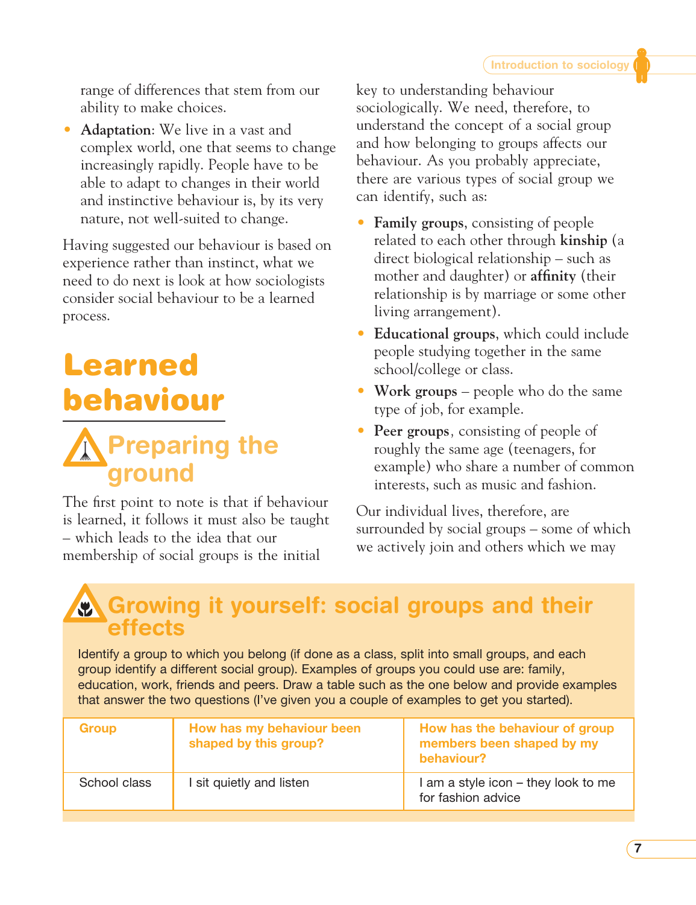range of differences that stem from our ability to make choices.

- **Adaptation**: We live in a vast and complex world, one that seems to change increasingly rapidly. People have to be able to adapt to changes in their world and instinctive behaviour is, by its very nature, not well-suited to change.

Having suggested our behaviour is based on experience rather than instinct, what we need to do next is look at how sociologists consider social behaviour to be a learned process.

# Learned behaviour

## Preparing the ground

The first point to note is that if behaviour is learned, it follows it must also be taught – which leads to the idea that our membership of social groups is the initial key to understanding behaviour sociologically. We need, therefore, to understand the concept of a social group and how belonging to groups affects our behaviour. As you probably appreciate, there are various types of social group we can identify, such as:

- **Family groups**, consisting of people related to each other through **kinship** (a direct biological relationship – such as mother and daughter) or **affinity** (their relationship is by marriage or some other living arrangement).
- **Educational groups**, which could include people studying together in the same school/college or class.
- **Work groups** – people who do the same type of job, for example.
- **Peer groups**, consisting of people of roughly the same age (teenagers, for example) who share a number of common interests, such as music and fashion.

Our individual lives, therefore, are surrounded by social groups – some of which we actively join and others which we may

## Growing it yourself: social groups and their effects

Identify a group to which you belong (if done as a class, split into small groups, and each group identify a different social group). Examples of groups you could use are: family, education, work, friends and peers. Draw a table such as the one below and provide examples that answer the two questions (I've given you a couple of examples to get you started).

| Group | How has my behaviour been shaped by this group? | How has the behaviour of group members been shaped by my behaviour? |
|---|---|---|
| School class | I sit quietly and listen | I am a style icon – they look to me for fashion advice |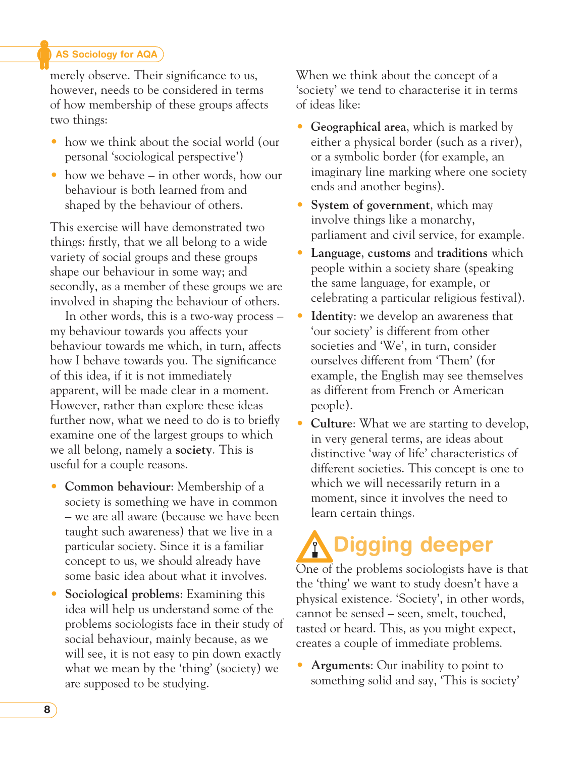merely observe. Their significance to us, however, needs to be considered in terms of how membership of these groups affects two things:

- how we think about the social world (our personal 'sociological perspective')
- how we behave – in other words, how our behaviour is both learned from and shaped by the behaviour of others.

This exercise will have demonstrated two things: firstly, that we all belong to a wide variety of social groups and these groups shape our behaviour in some way; and secondly, as a member of these groups we are involved in shaping the behaviour of others.

In other words, this is a two-way process – my behaviour towards you affects your behaviour towards me which, in turn, affects how I behave towards you. The significance of this idea, if it is not immediately apparent, will be made clear in a moment. However, rather than explore these ideas further now, what we need to do is to briefly examine one of the largest groups to which we all belong, namely a **society**. This is useful for a couple reasons.

- **Common behaviour**: Membership of a society is something we have in common – we are all aware (because we have been taught such awareness) that we live in a particular society. Since it is a familiar concept to us, we should already have some basic idea about what it involves.
- **Sociological problems**: Examining this idea will help us understand some of the problems sociologists face in their study of social behaviour, mainly because, as we will see, it is not easy to pin down exactly what we mean by the 'thing' (society) we are supposed to be studying.

When we think about the concept of a 'society' we tend to characterise it in terms of ideas like:

- **Geographical area**, which is marked by either a physical border (such as a river), or a symbolic border (for example, an imaginary line marking where one society ends and another begins).
- **System of government**, which may involve things like a monarchy, parliament and civil service, for example.
- **Language**, **customs** and **traditions** which people within a society share (speaking the same language, for example, or celebrating a particular religious festival).
- **Identity**: we develop an awareness that 'our society' is different from other societies and 'We', in turn, consider ourselves different from 'Them' (for example, the English may see themselves as different from French or American people).
- **Culture**: What we are starting to develop, in very general terms, are ideas about distinctive 'way of life' characteristics of different societies. This concept is one to which we will necessarily return in a moment, since it involves the need to learn certain things.

## Digging deeper

One of the problems sociologists have is that the 'thing' we want to study doesn't have a physical existence. 'Society', in other words, cannot be sensed – seen, smelt, touched, tasted or heard. This, as you might expect, creates a couple of immediate problems.

- **Arguments**: Our inability to point to something solid and say, 'This is society'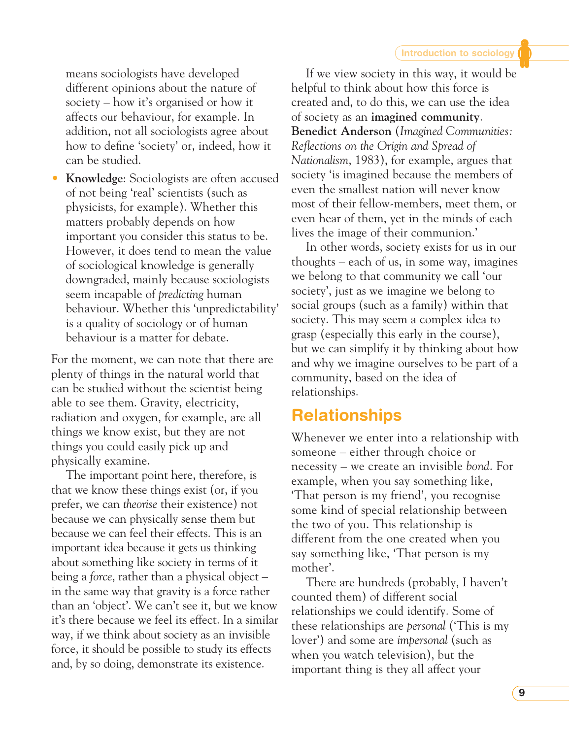means sociologists have developed different opinions about the nature of society – how it's organised or how it affects our behaviour, for example. In addition, not all sociologists agree about how to define 'society' or, indeed, how it can be studied.

- **Knowledge**: Sociologists are often accused of not being 'real' scientists (such as physicists, for example). Whether this matters probably depends on how important you consider this status to be. However, it does tend to mean the value of sociological knowledge is generally downgraded, mainly because sociologists seem incapable of *predicting* human behaviour. Whether this 'unpredictability' is a quality of sociology or of human behaviour is a matter for debate.

For the moment, we can note that there are plenty of things in the natural world that can be studied without the scientist being able to see them. Gravity, electricity, radiation and oxygen, for example, are all things we know exist, but they are not things you could easily pick up and physically examine.

The important point here, therefore, is that we know these things exist (or, if you prefer, we can *theorise* their existence) not because we can physically sense them but because we can feel their effects. This is an important idea because it gets us thinking about something like society in terms of it being a *force*, rather than a physical object – in the same way that gravity is a force rather than an 'object'. We can't see it, but we know it's there because we feel its effect. In a similar way, if we think about society as an invisible force, it should be possible to study its effects and, by so doing, demonstrate its existence.

If we view society in this way, it would be helpful to think about how this force is created and, to do this, we can use the idea of society as an **imagined community**. **Benedict Anderson** (*Imagined Communities: Reflections on the Origin and Spread of Nationalism*, 1983), for example, argues that society 'is imagined because the members of even the smallest nation will never know most of their fellow-members, meet them, or even hear of them, yet in the minds of each lives the image of their communion.'

In other words, society exists for us in our thoughts – each of us, in some way, imagines we belong to that community we call 'our society', just as we imagine we belong to social groups (such as a family) within that society. This may seem a complex idea to grasp (especially this early in the course), but we can simplify it by thinking about how and why we imagine ourselves to be part of a community, based on the idea of relationships.

## Relationships

Whenever we enter into a relationship with someone – either through choice or necessity – we create an invisible *bond*. For example, when you say something like, 'That person is my friend', you recognise some kind of special relationship between the two of you. This relationship is different from the one created when you say something like, 'That person is my mother'.

There are hundreds (probably, I haven't counted them) of different social relationships we could identify. Some of these relationships are *personal* ('This is my lover') and some are *impersonal* (such as when you watch television), but the important thing is they all affect your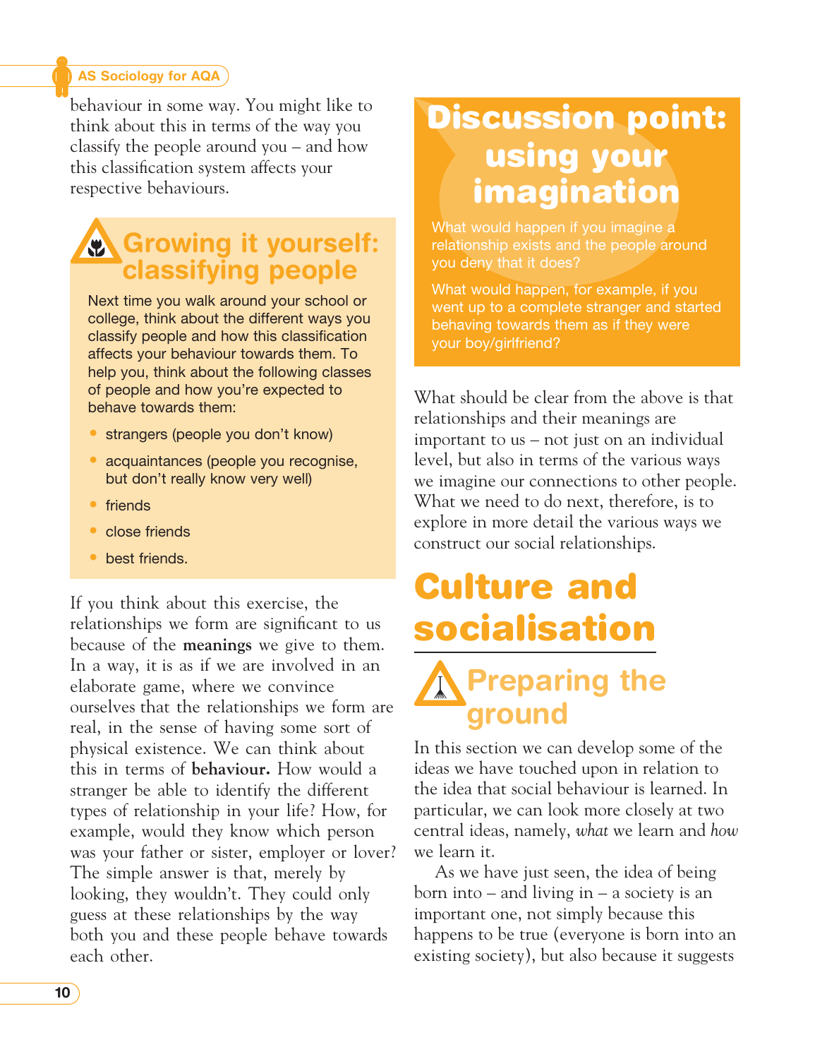behaviour in some way. You might like to think about this in terms of the way you classify the people around you – and how this classification system affects your respective behaviours.

### Growing it yourself: classifying people

Next time you walk around your school or college, think about the different ways you classify people and how this classification affects your behaviour towards them. To help you, think about the following classes of people and how you're expected to behave towards them:

- strangers (people you don't know)
- acquaintances (people you recognise, but don't really know very well)
- friends
- close friends
- best friends.

If you think about this exercise, the relationships we form are significant to us because of the **meanings** we give to them. In a way, it is as if we are involved in an elaborate game, where we convince ourselves that the relationships we form are real, in the sense of having some sort of physical existence. We can think about this in terms of **behaviour.** How would a stranger be able to identify the different types of relationship in your life? How, for example, would they know which person was your father or sister, employer or lover? The simple answer is that, merely by looking, they wouldn't. They could only guess at these relationships by the way both you and these people behave towards each other.

### Discussion point: using your imagination

What would happen if you imagine a relationship exists and the people around you deny that it does?

What would happen, for example, if you went up to a complete stranger and started behaving towards them as if they were your boy/girlfriend?

What should be clear from the above is that relationships and their meanings are important to us – not just on an individual level, but also in terms of the various ways we imagine our connections to other people. What we need to do next, therefore, is to explore in more detail the various ways we construct our social relationships.

## Culture and socialisation

### Preparing the ground

In this section we can develop some of the ideas we have touched upon in relation to the idea that social behaviour is learned. In particular, we can look more closely at two central ideas, namely, *what* we learn and *how* we learn it.

As we have just seen, the idea of being born into – and living in – a society is an important one, not simply because this happens to be true (everyone is born into an existing society), but also because it suggests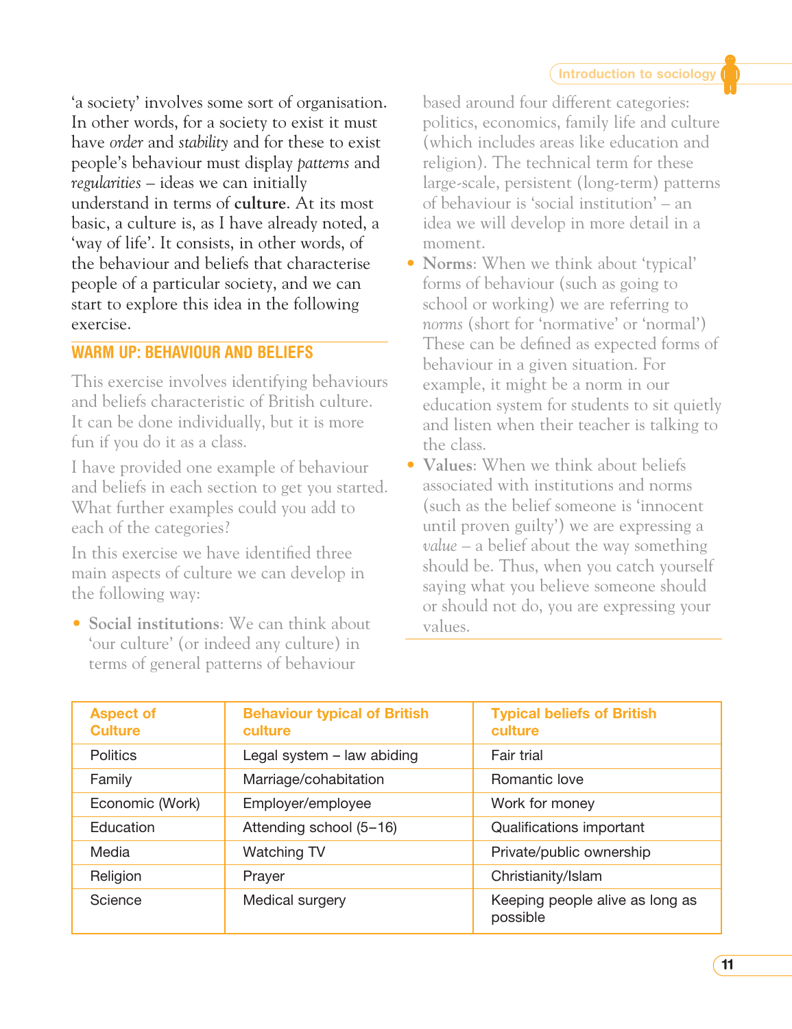'a society' involves some sort of organisation. In other words, for a society to exist it must have *order* and *stability* and for these to exist people's behaviour must display *patterns* and *regularities* – ideas we can initially understand in terms of **culture**. At its most basic, a culture is, as I have already noted, a 'way of life'. It consists, in other words, of the behaviour and beliefs that characterise people of a particular society, and we can start to explore this idea in the following exercise.

## WARM UP: BEHAVIOUR AND BELIEFS

This exercise involves identifying behaviours and beliefs characteristic of British culture. It can be done individually, but it is more fun if you do it as a class.

I have provided one example of behaviour and beliefs in each section to get you started. What further examples could you add to each of the categories?

In this exercise we have identified three main aspects of culture we can develop in the following way:

- **Social institutions**: We can think about 'our culture' (or indeed any culture) in terms of general patterns of behaviour based around four different categories: politics, economics, family life and culture (which includes areas like education and religion). The technical term for these large-scale, persistent (long-term) patterns of behaviour is 'social institution' – an idea we will develop in more detail in a moment.
- **Norms**: When we think about 'typical' forms of behaviour (such as going to school or working) we are referring to *norms* (short for 'normative' or 'normal') These can be defined as expected forms of behaviour in a given situation. For example, it might be a norm in our education system for students to sit quietly and listen when their teacher is talking to the class.
- **Values**: When we think about beliefs associated with institutions and norms (such as the belief someone is 'innocent until proven guilty') we are expressing a *value* – a belief about the way something should be. Thus, when you catch yourself saying what you believe someone should or should not do, you are expressing your values.

| Aspect of Culture | Behaviour typical of British culture | Typical beliefs of British culture |
|---|---|---|
| Politics | Legal system – law abiding | Fair trial |
| Family | Marriage/cohabitation | Romantic love |
| Economic (Work) | Employer/employee | Work for money |
| Education | Attending school (5–16) | Qualifications important |
| Media | Watching TV | Private/public ownership |
| Religion | Prayer | Christianity/Islam |
| Science | Medical surgery | Keeping people alive as long as possible |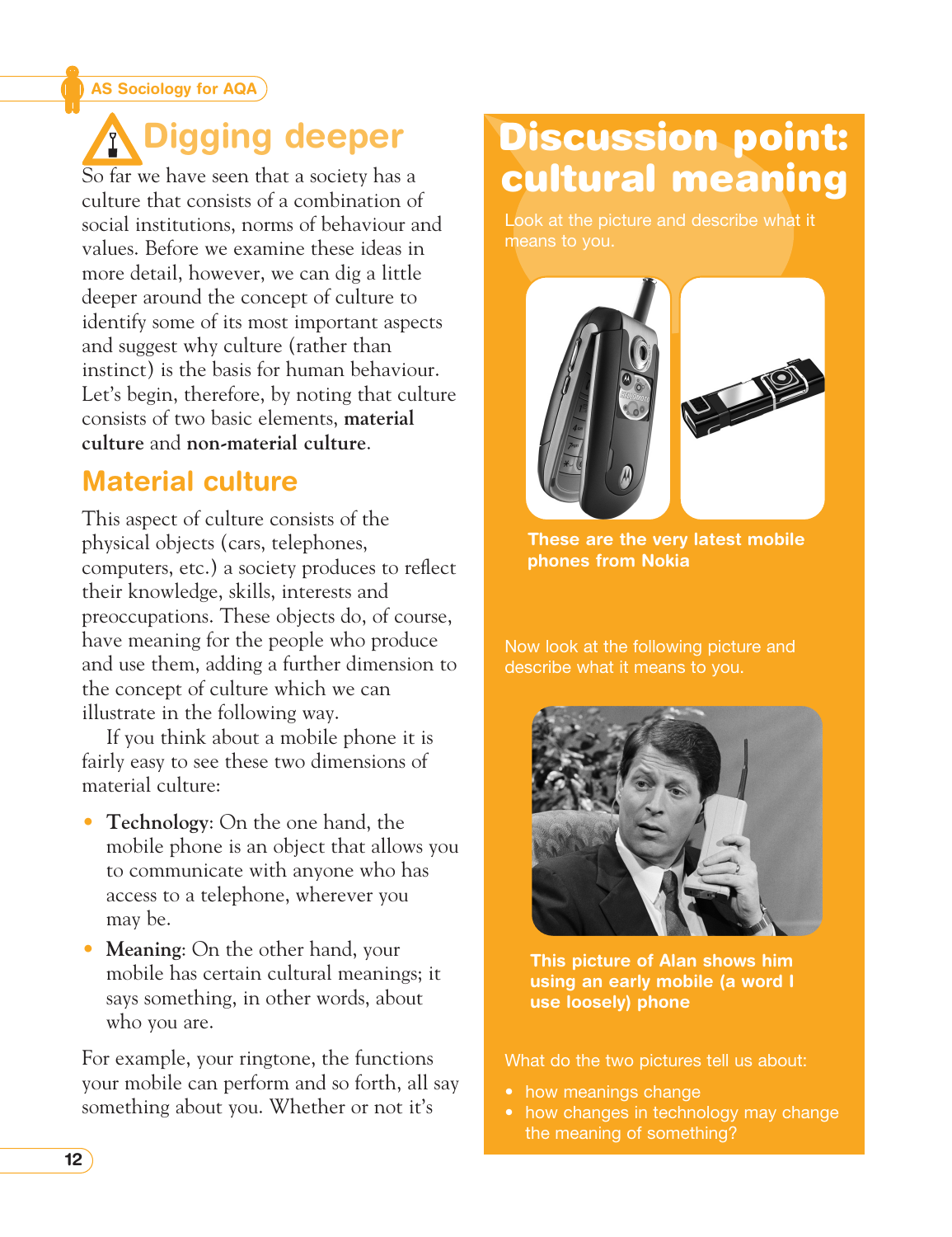## Digging deeper

So far we have seen that a society has a culture that consists of a combination of social institutions, norms of behaviour and values. Before we examine these ideas in more detail, however, we can dig a little deeper around the concept of culture to identify some of its most important aspects and suggest why culture (rather than instinct) is the basis for human behaviour. Let's begin, therefore, by noting that culture consists of two basic elements, **material culture** and **non-material culture**.

### Material culture

This aspect of culture consists of the physical objects (cars, telephones, computers, etc.) a society produces to reflect their knowledge, skills, interests and preoccupations. These objects do, of course, have meaning for the people who produce and use them, adding a further dimension to the concept of culture which we can illustrate in the following way.

If you think about a mobile phone it is fairly easy to see these two dimensions of material culture:

- **Technology**: On the one hand, the mobile phone is an object that allows you to communicate with anyone who has access to a telephone, wherever you may be.
- **Meaning**: On the other hand, your mobile has certain cultural meanings; it says something, in other words, about who you are.

For example, your ringtone, the functions your mobile can perform and so forth, all say something about you. Whether or not it's

## Discussion point: cultural meaning

Look at the picture and describe what it means to you.

**These are the very latest mobile phones from Nokia**

Now look at the following picture and describe what it means to you.

**This picture of Alan shows him using an early mobile (a word I use loosely) phone**

What do the two pictures tell us about:

- how meanings change
- how changes in technology may change the meaning of something?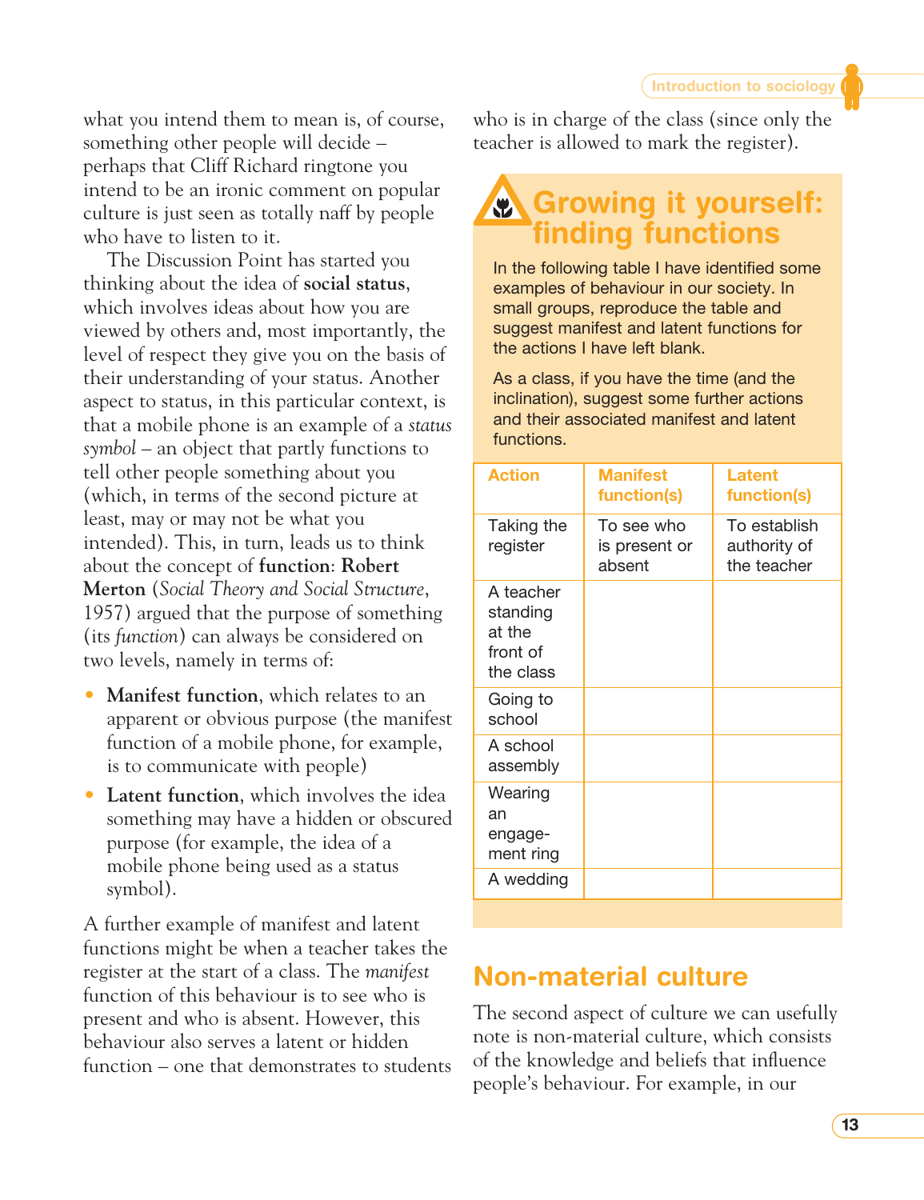what you intend them to mean is, of course, something other people will decide – perhaps that Cliff Richard ringtone you intend to be an ironic comment on popular culture is just seen as totally naff by people who have to listen to it.

The Discussion Point has started you thinking about the idea of **social status**, which involves ideas about how you are viewed by others and, most importantly, the level of respect they give you on the basis of their understanding of your status. Another aspect to status, in this particular context, is that a mobile phone is an example of a *status symbol* – an object that partly functions to tell other people something about you (which, in terms of the second picture at least, may or may not be what you intended). This, in turn, leads us to think about the concept of **function**: **Robert Merton** (*Social Theory and Social Structure*, 1957) argued that the purpose of something (its *function*) can always be considered on two levels, namely in terms of:

- **Manifest function**, which relates to an apparent or obvious purpose (the manifest function of a mobile phone, for example, is to communicate with people)
- **Latent function**, which involves the idea something may have a hidden or obscured purpose (for example, the idea of a mobile phone being used as a status symbol).

A further example of manifest and latent functions might be when a teacher takes the register at the start of a class. The *manifest* function of this behaviour is to see who is present and who is absent. However, this behaviour also serves a latent or hidden function – one that demonstrates to students who is in charge of the class (since only the teacher is allowed to mark the register).

## Growing it yourself: finding functions

In the following table I have identified some examples of behaviour in our society. In small groups, reproduce the table and suggest manifest and latent functions for the actions I have left blank.

As a class, if you have the time (and the inclination), suggest some further actions and their associated manifest and latent functions.

| Action | Manifest function(s) | Latent function(s) |
|---|---|---|
| Taking the register | To see who is present or absent | To establish authority of the teacher |
| A teacher standing at the front of the class | | |
| Going to school | | |
| A school assembly | | |
| Wearing an engagement ring | | |
| A wedding | | |

## Non-material culture

The second aspect of culture we can usefully note is non-material culture, which consists of the knowledge and beliefs that influence people's behaviour. For example, in our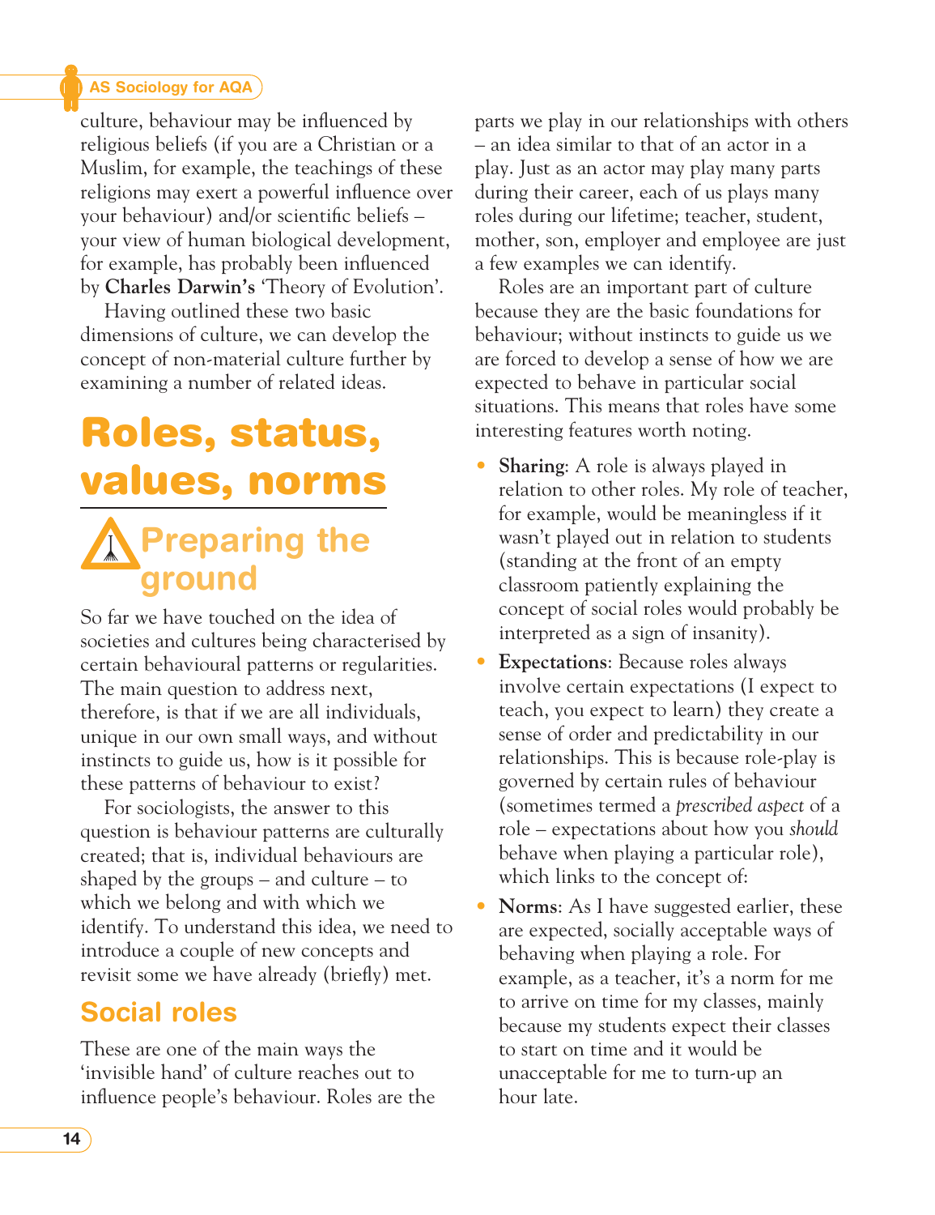culture, behaviour may be influenced by religious beliefs (if you are a Christian or a Muslim, for example, the teachings of these religions may exert a powerful influence over your behaviour) and/or scientific beliefs – your view of human biological development, for example, has probably been influenced by **Charles Darwin's** 'Theory of Evolution'.

Having outlined these two basic dimensions of culture, we can develop the concept of non-material culture further by examining a number of related ideas.

# Roles, status, values, norms

## Preparing the ground

So far we have touched on the idea of societies and cultures being characterised by certain behavioural patterns or regularities. The main question to address next, therefore, is that if we are all individuals, unique in our own small ways, and without instincts to guide us, how is it possible for these patterns of behaviour to exist?

For sociologists, the answer to this question is behaviour patterns are culturally created; that is, individual behaviours are shaped by the groups – and culture – to which we belong and with which we identify. To understand this idea, we need to introduce a couple of new concepts and revisit some we have already (briefly) met.

### Social roles

These are one of the main ways the 'invisible hand' of culture reaches out to influence people's behaviour. Roles are the parts we play in our relationships with others – an idea similar to that of an actor in a play. Just as an actor may play many parts during their career, each of us plays many roles during our lifetime; teacher, student, mother, son, employer and employee are just a few examples we can identify.

Roles are an important part of culture because they are the basic foundations for behaviour; without instincts to guide us we are forced to develop a sense of how we are expected to behave in particular social situations. This means that roles have some interesting features worth noting.

- **Sharing**: A role is always played in relation to other roles. My role of teacher, for example, would be meaningless if it wasn't played out in relation to students (standing at the front of an empty classroom patiently explaining the concept of social roles would probably be interpreted as a sign of insanity).
- **Expectations**: Because roles always involve certain expectations (I expect to teach, you expect to learn) they create a sense of order and predictability in our relationships. This is because role-play is governed by certain rules of behaviour (sometimes termed a *prescribed aspect* of a role – expectations about how you *should* behave when playing a particular role), which links to the concept of:
- **Norms**: As I have suggested earlier, these are expected, socially acceptable ways of behaving when playing a role. For example, as a teacher, it's a norm for me to arrive on time for my classes, mainly because my students expect their classes to start on time and it would be unacceptable for me to turn-up an hour late.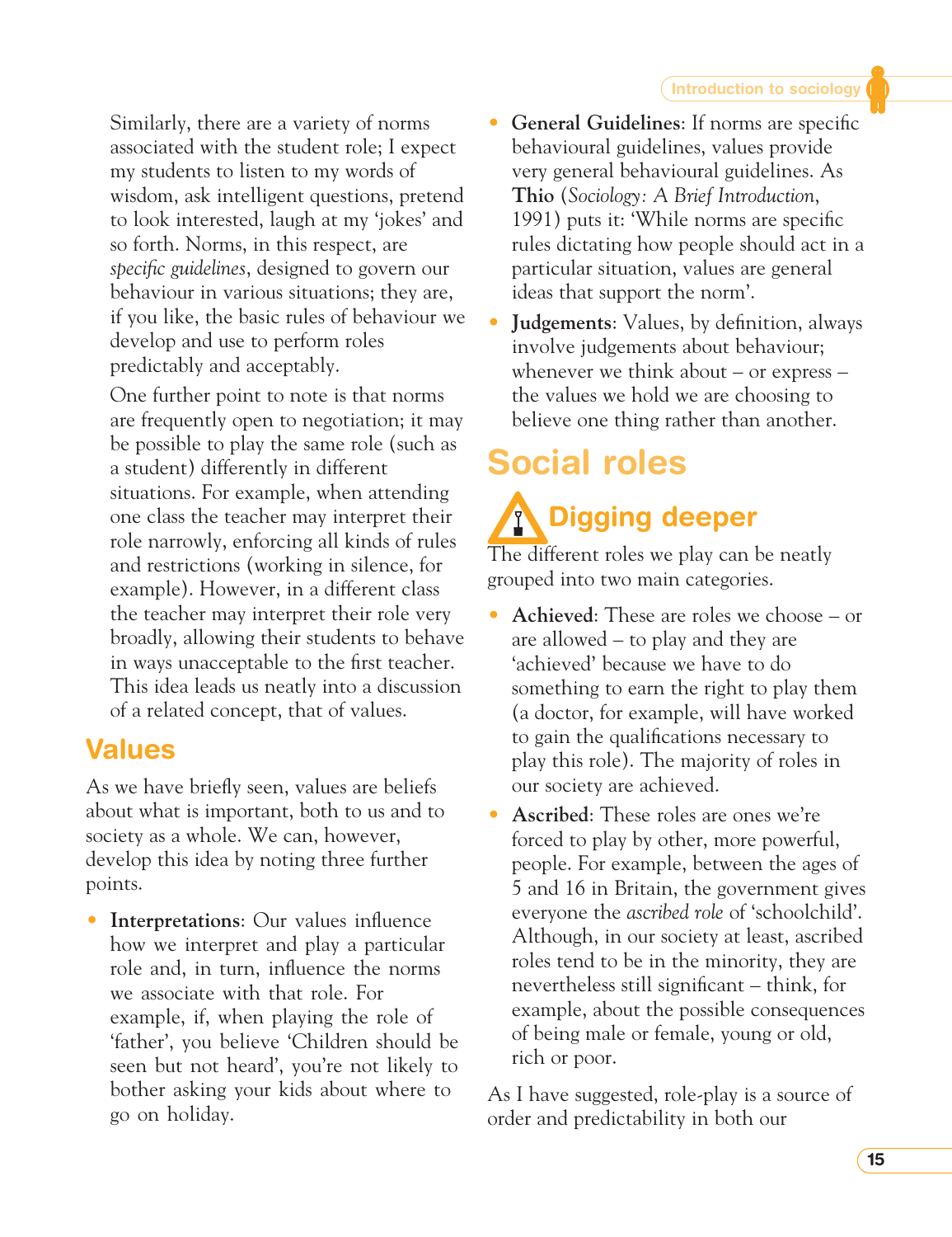Similarly, there are a variety of norms associated with the student role; I expect my students to listen to my words of wisdom, ask intelligent questions, pretend to look interested, laugh at my 'jokes' and so forth. Norms, in this respect, are *specific guidelines*, designed to govern our behaviour in various situations; they are, if you like, the basic rules of behaviour we develop and use to perform roles predictably and acceptably.

One further point to note is that norms are frequently open to negotiation; it may be possible to play the same role (such as a student) differently in different situations. For example, when attending one class the teacher may interpret their role narrowly, enforcing all kinds of rules and restrictions (working in silence, for example). However, in a different class the teacher may interpret their role very broadly, allowing their students to behave in ways unacceptable to the first teacher. This idea leads us neatly into a discussion of a related concept, that of values.

## Values

As we have briefly seen, values are beliefs about what is important, both to us and to society as a whole. We can, however, develop this idea by noting three further points.

- **Interpretations**: Our values influence how we interpret and play a particular role and, in turn, influence the norms we associate with that role. For example, if, when playing the role of 'father', you believe 'Children should be seen but not heard', you're not likely to bother asking your kids about where to go on holiday.
- **General Guidelines**: If norms are specific behavioural guidelines, values provide very general behavioural guidelines. As **Thio** (*Sociology: A Brief Introduction*, 1991) puts it: 'While norms are specific rules dictating how people should act in a particular situation, values are general ideas that support the norm'.
- **Judgements**: Values, by definition, always involve judgements about behaviour; whenever we think about – or express – the values we hold we are choosing to believe one thing rather than another.

## Social roles

### Digging deeper

The different roles we play can be neatly grouped into two main categories.

- **Achieved**: These are roles we choose – or are allowed – to play and they are 'achieved' because we have to do something to earn the right to play them (a doctor, for example, will have worked to gain the qualifications necessary to play this role). The majority of roles in our society are achieved.
- **Ascribed**: These roles are ones we're forced to play by other, more powerful, people. For example, between the ages of 5 and 16 in Britain, the government gives everyone the *ascribed role* of 'schoolchild'. Although, in our society at least, ascribed roles tend to be in the minority, they are nevertheless still significant – think, for example, about the possible consequences of being male or female, young or old, rich or poor.

As I have suggested, role-play is a source of order and predictability in both our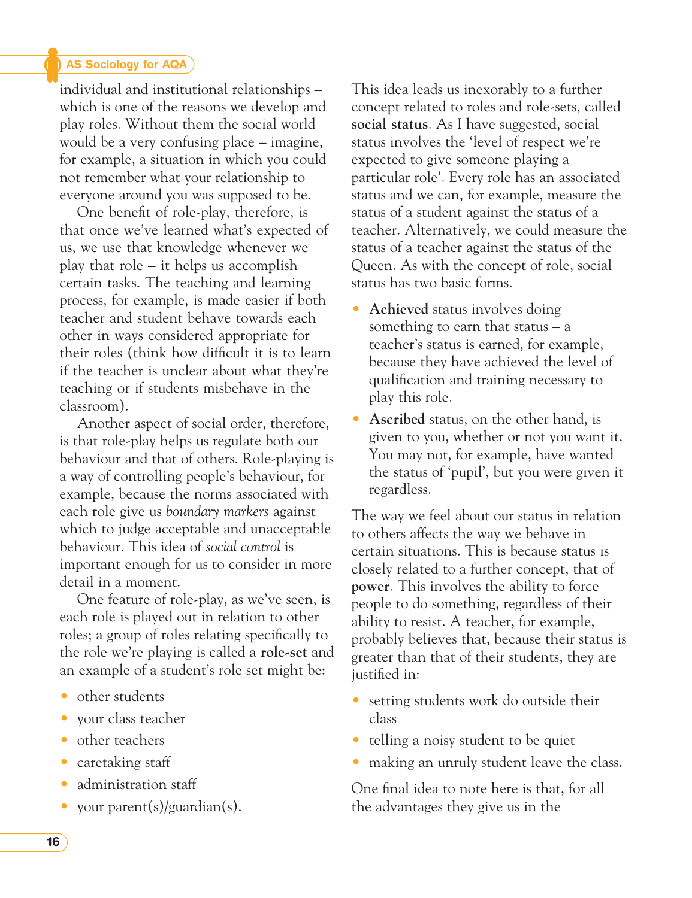individual and institutional relationships – which is one of the reasons we develop and play roles. Without them the social world would be a very confusing place – imagine, for example, a situation in which you could not remember what your relationship to everyone around you was supposed to be.

One benefit of role-play, therefore, is that once we've learned what's expected of us, we use that knowledge whenever we play that role – it helps us accomplish certain tasks. The teaching and learning process, for example, is made easier if both teacher and student behave towards each other in ways considered appropriate for their roles (think how difficult it is to learn if the teacher is unclear about what they're teaching or if students misbehave in the classroom).

Another aspect of social order, therefore, is that role-play helps us regulate both our behaviour and that of others. Role-playing is a way of controlling people's behaviour, for example, because the norms associated with each role give us *boundary markers* against which to judge acceptable and unacceptable behaviour. This idea of *social control* is important enough for us to consider in more detail in a moment.

One feature of role-play, as we've seen, is each role is played out in relation to other roles; a group of roles relating specifically to the role we're playing is called a **role-set** and an example of a student's role set might be:

- other students
- your class teacher
- other teachers
- caretaking staff
- administration staff
- your parent(s)/guardian(s).

This idea leads us inexorably to a further concept related to roles and role-sets, called **social status**. As I have suggested, social status involves the 'level of respect we're expected to give someone playing a particular role'. Every role has an associated status and we can, for example, measure the status of a student against the status of a teacher. Alternatively, we could measure the status of a teacher against the status of the Queen. As with the concept of role, social status has two basic forms.

- **Achieved** status involves doing something to earn that status – a teacher's status is earned, for example, because they have achieved the level of qualification and training necessary to play this role.
- **Ascribed** status, on the other hand, is given to you, whether or not you want it. You may not, for example, have wanted the status of 'pupil', but you were given it regardless.

The way we feel about our status in relation to others affects the way we behave in certain situations. This is because status is closely related to a further concept, that of **power**. This involves the ability to force people to do something, regardless of their ability to resist. A teacher, for example, probably believes that, because their status is greater than that of their students, they are justified in:

- setting students work do outside their class
- telling a noisy student to be quiet
- making an unruly student leave the class.

One final idea to note here is that, for all the advantages they give us in the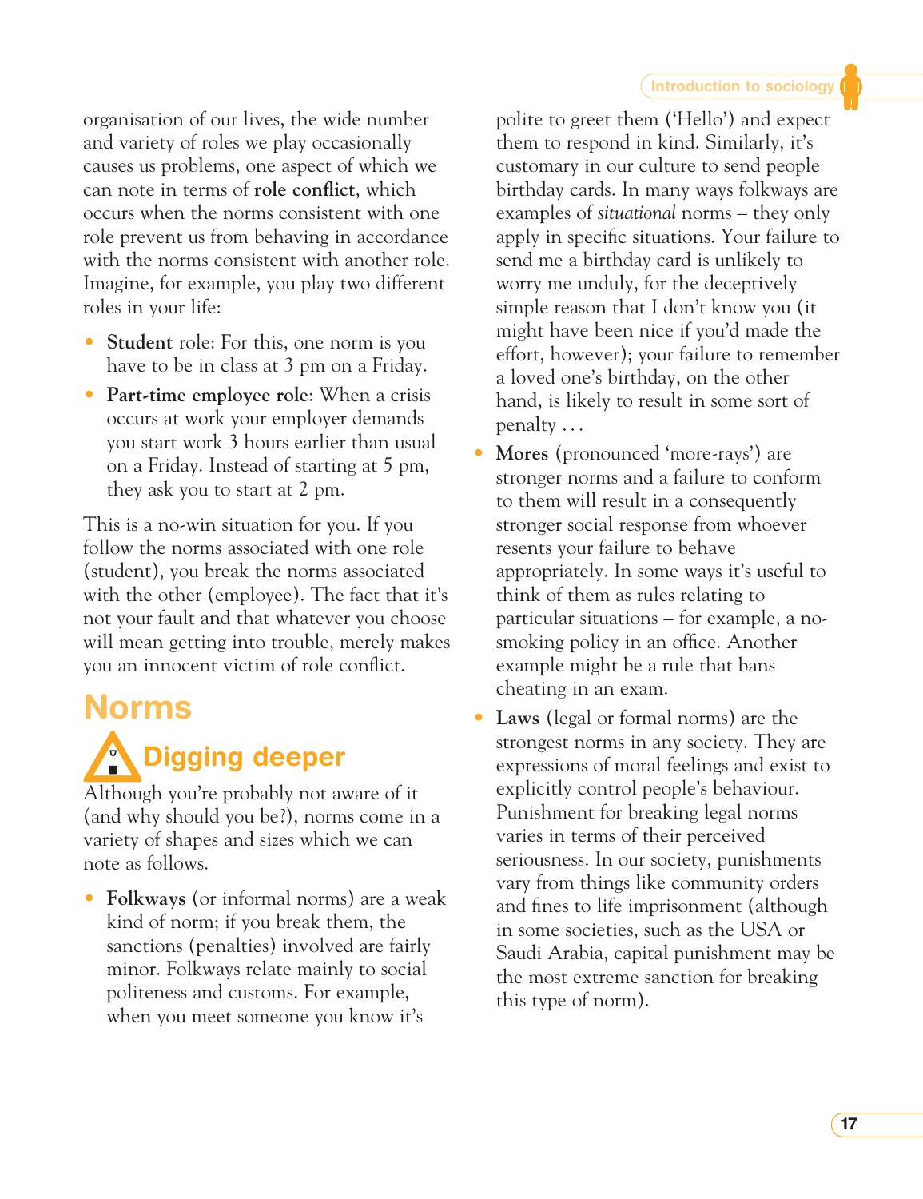organisation of our lives, the wide number and variety of roles we play occasionally causes us problems, one aspect of which we can note in terms of **role conflict**, which occurs when the norms consistent with one role prevent us from behaving in accordance with the norms consistent with another role. Imagine, for example, you play two different roles in your life:

- **Student** role: For this, one norm is you have to be in class at 3 pm on a Friday.
- **Part-time employee role**: When a crisis occurs at work your employer demands you start work 3 hours earlier than usual on a Friday. Instead of starting at 5 pm, they ask you to start at 2 pm.

This is a no-win situation for you. If you follow the norms associated with one role (student), you break the norms associated with the other (employee). The fact that it's not your fault and that whatever you choose will mean getting into trouble, merely makes you an innocent victim of role conflict.

# Norms

## Digging deeper

Although you're probably not aware of it (and why should you be?), norms come in a variety of shapes and sizes which we can note as follows.

- **Folkways** (or informal norms) are a weak kind of norm; if you break them, the sanctions (penalties) involved are fairly minor. Folkways relate mainly to social politeness and customs. For example, when you meet someone you know it's polite to greet them ('Hello') and expect them to respond in kind. Similarly, it's customary in our culture to send people birthday cards. In many ways folkways are examples of *situational* norms – they only apply in specific situations. Your failure to send me a birthday card is unlikely to worry me unduly, for the deceptively simple reason that I don't know you (it might have been nice if you'd made the effort, however); your failure to remember a loved one's birthday, on the other hand, is likely to result in some sort of penalty . . .
- **Mores** (pronounced 'more-rays') are stronger norms and a failure to conform to them will result in a consequently stronger social response from whoever resents your failure to behave appropriately. In some ways it's useful to think of them as rules relating to particular situations – for example, a no-smoking policy in an office. Another example might be a rule that bans cheating in an exam.
- **Laws** (legal or formal norms) are the strongest norms in any society. They are expressions of moral feelings and exist to explicitly control people's behaviour. Punishment for breaking legal norms varies in terms of their perceived seriousness. In our society, punishments vary from things like community orders and fines to life imprisonment (although in some societies, such as the USA or Saudi Arabia, capital punishment may be the most extreme sanction for breaking this type of norm).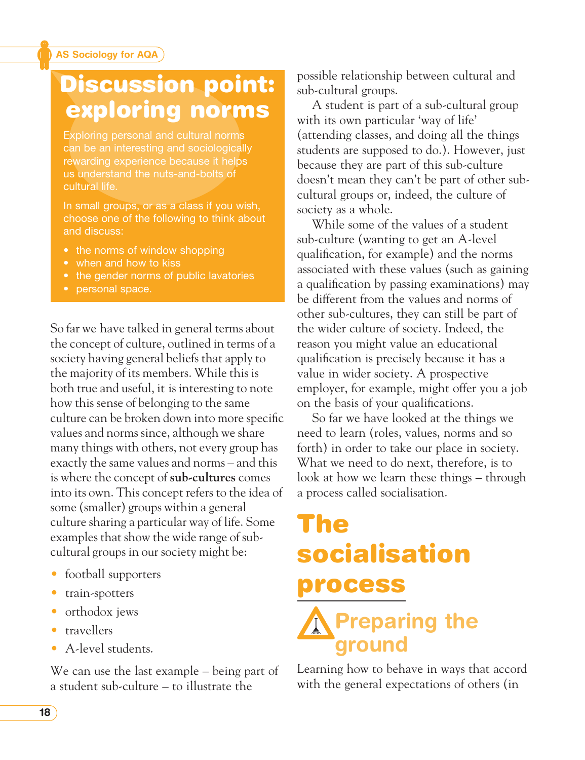## Discussion point: exploring norms

Exploring personal and cultural norms can be an interesting and sociologically rewarding experience because it helps us understand the nuts-and-bolts of cultural life.

In small groups, or as a class if you wish, choose one of the following to think about and discuss:

- the norms of window shopping
- when and how to kiss
- the gender norms of public lavatories
- personal space.

So far we have talked in general terms about the concept of culture, outlined in terms of a society having general beliefs that apply to the majority of its members. While this is both true and useful, it is interesting to note how this sense of belonging to the same culture can be broken down into more specific values and norms since, although we share many things with others, not every group has exactly the same values and norms – and this is where the concept of **sub-cultures** comes into its own. This concept refers to the idea of some (smaller) groups within a general culture sharing a particular way of life. Some examples that show the wide range of sub-cultural groups in our society might be:

- football supporters
- train-spotters
- orthodox jews
- travellers
- A-level students.

We can use the last example – being part of a student sub-culture – to illustrate the possible relationship between cultural and sub-cultural groups.

A student is part of a sub-cultural group with its own particular 'way of life' (attending classes, and doing all the things students are supposed to do.). However, just because they are part of this sub-culture doesn't mean they can't be part of other sub-cultural groups or, indeed, the culture of society as a whole.

While some of the values of a student sub-culture (wanting to get an A-level qualification, for example) and the norms associated with these values (such as gaining a qualification by passing examinations) may be different from the values and norms of other sub-cultures, they can still be part of the wider culture of society. Indeed, the reason you might value an educational qualification is precisely because it has a value in wider society. A prospective employer, for example, might offer you a job on the basis of your qualifications.

So far we have looked at the things we need to learn (roles, values, norms and so forth) in order to take our place in society. What we need to do next, therefore, is to look at how we learn these things – through a process called socialisation.

# The socialisation process

## Preparing the ground

Learning how to behave in ways that accord with the general expectations of others (in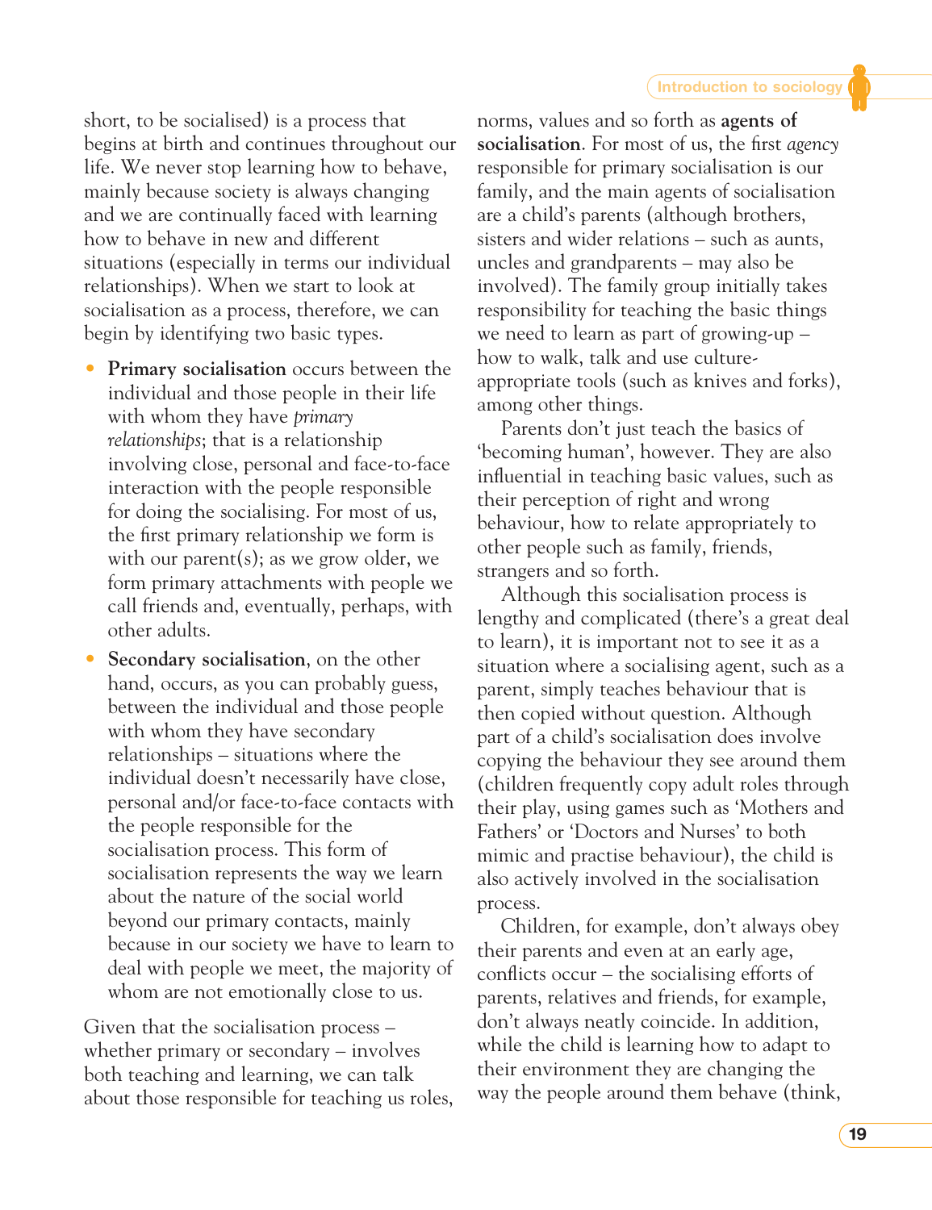short, to be socialised) is a process that begins at birth and continues throughout our life. We never stop learning how to behave, mainly because society is always changing and we are continually faced with learning how to behave in new and different situations (especially in terms our individual relationships). When we start to look at socialisation as a process, therefore, we can begin by identifying two basic types.

- **Primary socialisation** occurs between the individual and those people in their life with whom they have *primary relationships*; that is a relationship involving close, personal and face-to-face interaction with the people responsible for doing the socialising. For most of us, the first primary relationship we form is with our parent(s); as we grow older, we form primary attachments with people we call friends and, eventually, perhaps, with other adults.
- **Secondary socialisation**, on the other hand, occurs, as you can probably guess, between the individual and those people with whom they have secondary relationships – situations where the individual doesn't necessarily have close, personal and/or face-to-face contacts with the people responsible for the socialisation process. This form of socialisation represents the way we learn about the nature of the social world beyond our primary contacts, mainly because in our society we have to learn to deal with people we meet, the majority of whom are not emotionally close to us.

Given that the socialisation process – whether primary or secondary – involves both teaching and learning, we can talk about those responsible for teaching us roles, norms, values and so forth as **agents of socialisation**. For most of us, the first *agency* responsible for primary socialisation is our family, and the main agents of socialisation are a child's parents (although brothers, sisters and wider relations – such as aunts, uncles and grandparents – may also be involved). The family group initially takes responsibility for teaching the basic things we need to learn as part of growing-up – how to walk, talk and use culture-appropriate tools (such as knives and forks), among other things.

Parents don't just teach the basics of 'becoming human', however. They are also influential in teaching basic values, such as their perception of right and wrong behaviour, how to relate appropriately to other people such as family, friends, strangers and so forth.

Although this socialisation process is lengthy and complicated (there's a great deal to learn), it is important not to see it as a situation where a socialising agent, such as a parent, simply teaches behaviour that is then copied without question. Although part of a child's socialisation does involve copying the behaviour they see around them (children frequently copy adult roles through their play, using games such as 'Mothers and Fathers' or 'Doctors and Nurses' to both mimic and practise behaviour), the child is also actively involved in the socialisation process.

Children, for example, don't always obey their parents and even at an early age, conflicts occur – the socialising efforts of parents, relatives and friends, for example, don't always neatly coincide. In addition, while the child is learning how to adapt to their environment they are changing the way the people around them behave (think,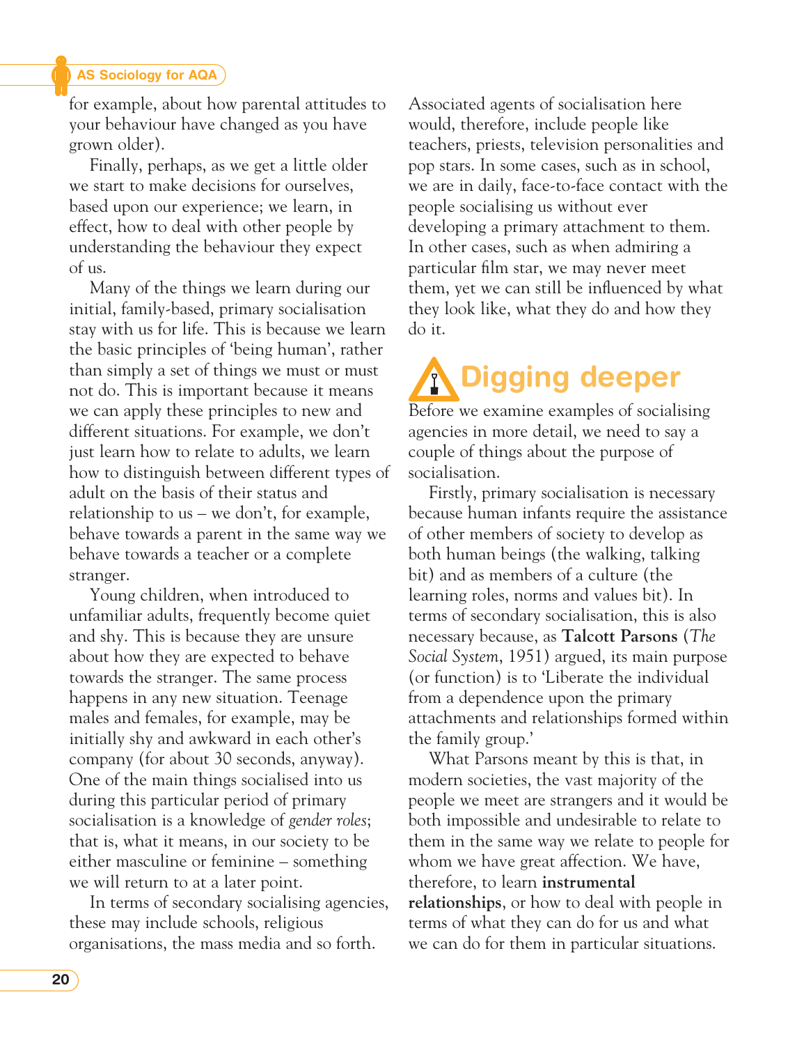for example, about how parental attitudes to your behaviour have changed as you have grown older).

Finally, perhaps, as we get a little older we start to make decisions for ourselves, based upon our experience; we learn, in effect, how to deal with other people by understanding the behaviour they expect of us.

Many of the things we learn during our initial, family-based, primary socialisation stay with us for life. This is because we learn the basic principles of 'being human', rather than simply a set of things we must or must not do. This is important because it means we can apply these principles to new and different situations. For example, we don't just learn how to relate to adults, we learn how to distinguish between different types of adult on the basis of their status and relationship to us – we don't, for example, behave towards a parent in the same way we behave towards a teacher or a complete stranger.

Young children, when introduced to unfamiliar adults, frequently become quiet and shy. This is because they are unsure about how they are expected to behave towards the stranger. The same process happens in any new situation. Teenage males and females, for example, may be initially shy and awkward in each other's company (for about 30 seconds, anyway). One of the main things socialised into us during this particular period of primary socialisation is a knowledge of *gender roles*; that is, what it means, in our society to be either masculine or feminine – something we will return to at a later point.

In terms of secondary socialising agencies, these may include schools, religious organisations, the mass media and so forth. Associated agents of socialisation here would, therefore, include people like teachers, priests, television personalities and pop stars. In some cases, such as in school, we are in daily, face-to-face contact with the people socialising us without ever developing a primary attachment to them. In other cases, such as when admiring a particular film star, we may never meet them, yet we can still be influenced by what they look like, what they do and how they do it.

## Digging deeper

Before we examine examples of socialising agencies in more detail, we need to say a couple of things about the purpose of socialisation.

Firstly, primary socialisation is necessary because human infants require the assistance of other members of society to develop as both human beings (the walking, talking bit) and as members of a culture (the learning roles, norms and values bit). In terms of secondary socialisation, this is also necessary because, as **Talcott Parsons** (*The Social System*, 1951) argued, its main purpose (or function) is to 'Liberate the individual from a dependence upon the primary attachments and relationships formed within the family group.'

What Parsons meant by this is that, in modern societies, the vast majority of the people we meet are strangers and it would be both impossible and undesirable to relate to them in the same way we relate to people for whom we have great affection. We have, therefore, to learn **instrumental relationships**, or how to deal with people in terms of what they can do for us and what we can do for them in particular situations.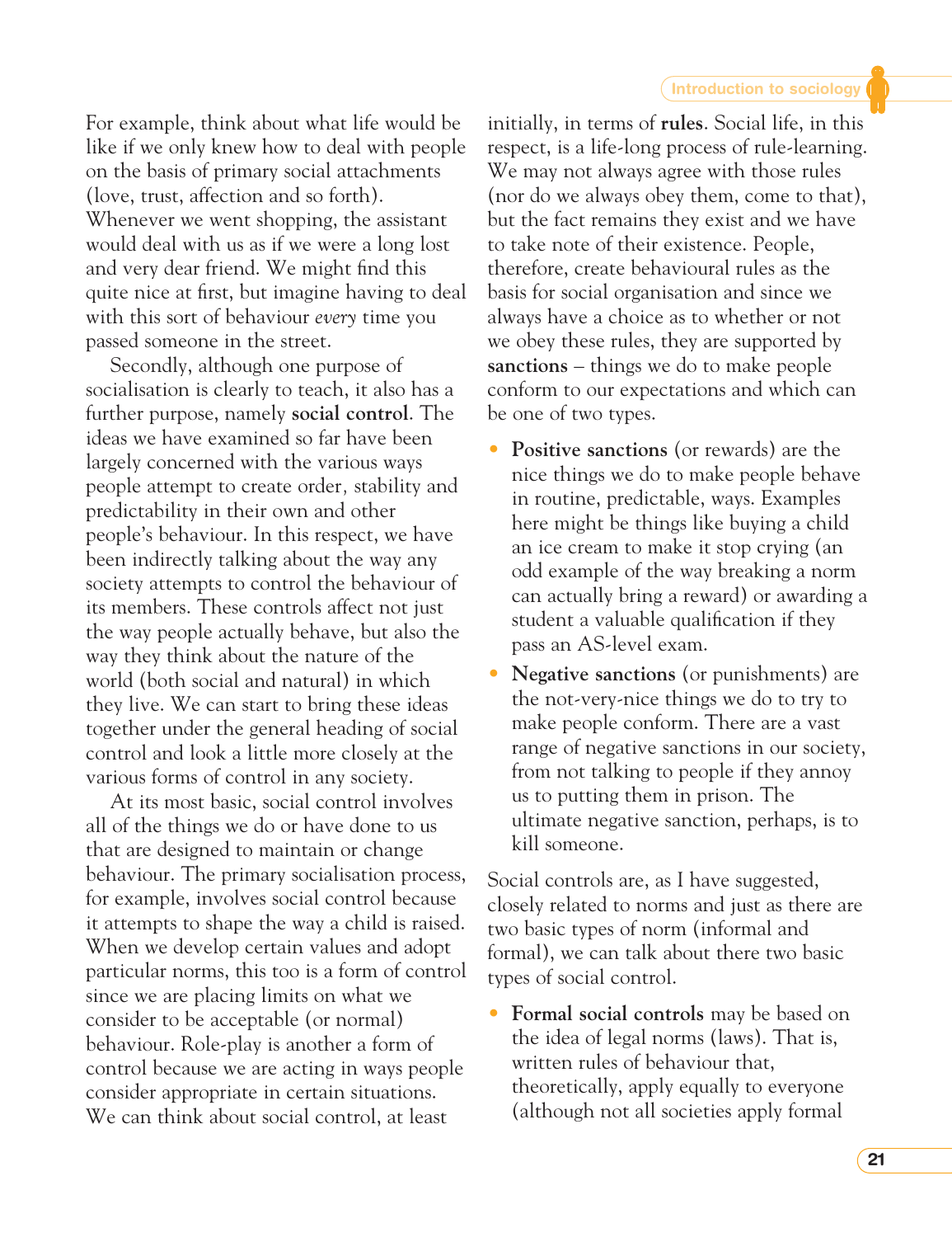For example, think about what life would be like if we only knew how to deal with people on the basis of primary social attachments (love, trust, affection and so forth). Whenever we went shopping, the assistant would deal with us as if we were a long lost and very dear friend. We might find this quite nice at first, but imagine having to deal with this sort of behaviour *every* time you passed someone in the street.

Secondly, although one purpose of socialisation is clearly to teach, it also has a further purpose, namely **social control**. The ideas we have examined so far have been largely concerned with the various ways people attempt to create order, stability and predictability in their own and other people's behaviour. In this respect, we have been indirectly talking about the way any society attempts to control the behaviour of its members. These controls affect not just the way people actually behave, but also the way they think about the nature of the world (both social and natural) in which they live. We can start to bring these ideas together under the general heading of social control and look a little more closely at the various forms of control in any society.

At its most basic, social control involves all of the things we do or have done to us that are designed to maintain or change behaviour. The primary socialisation process, for example, involves social control because it attempts to shape the way a child is raised. When we develop certain values and adopt particular norms, this too is a form of control since we are placing limits on what we consider to be acceptable (or normal) behaviour. Role-play is another a form of control because we are acting in ways people consider appropriate in certain situations. We can think about social control, at least initially, in terms of **rules**. Social life, in this respect, is a life-long process of rule-learning. We may not always agree with those rules (nor do we always obey them, come to that), but the fact remains they exist and we have to take note of their existence. People, therefore, create behavioural rules as the basis for social organisation and since we always have a choice as to whether or not we obey these rules, they are supported by **sanctions** – things we do to make people conform to our expectations and which can be one of two types.

- **Positive sanctions** (or rewards) are the nice things we do to make people behave in routine, predictable, ways. Examples here might be things like buying a child an ice cream to make it stop crying (an odd example of the way breaking a norm can actually bring a reward) or awarding a student a valuable qualification if they pass an AS-level exam.
- **Negative sanctions** (or punishments) are the not-very-nice things we do to try to make people conform. There are a vast range of negative sanctions in our society, from not talking to people if they annoy us to putting them in prison. The ultimate negative sanction, perhaps, is to kill someone.

Social controls are, as I have suggested, closely related to norms and just as there are two basic types of norm (informal and formal), we can talk about there two basic types of social control.

- **Formal social controls** may be based on the idea of legal norms (laws). That is, written rules of behaviour that, theoretically, apply equally to everyone (although not all societies apply formal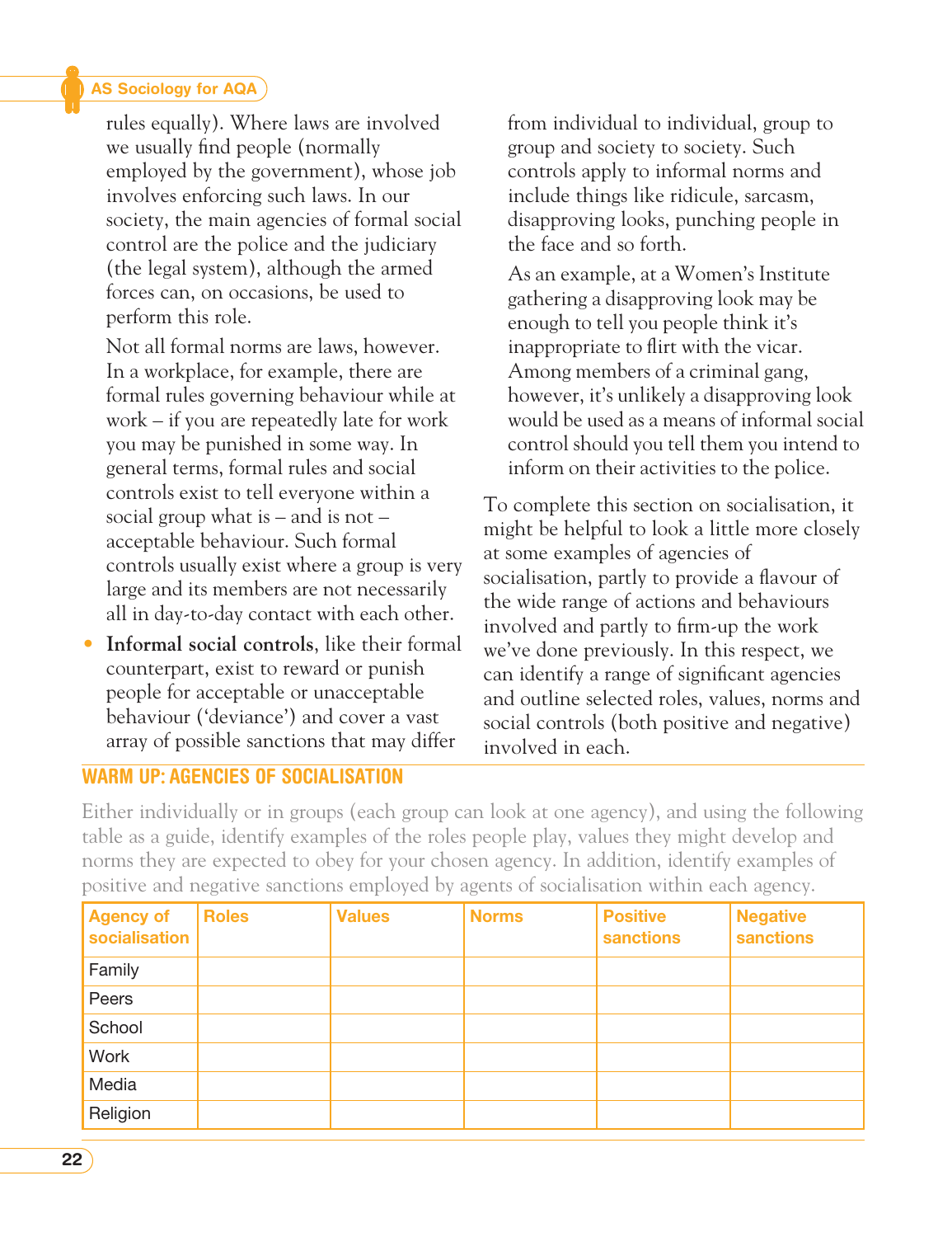rules equally). Where laws are involved we usually find people (normally employed by the government), whose job involves enforcing such laws. In our society, the main agencies of formal social control are the police and the judiciary (the legal system), although the armed forces can, on occasions, be used to perform this role.

Not all formal norms are laws, however. In a workplace, for example, there are formal rules governing behaviour while at work – if you are repeatedly late for work you may be punished in some way. In general terms, formal rules and social controls exist to tell everyone within a social group what is – and is not – acceptable behaviour. Such formal controls usually exist where a group is very large and its members are not necessarily all in day-to-day contact with each other.

- **Informal social controls**, like their formal counterpart, exist to reward or punish people for acceptable or unacceptable behaviour ('deviance') and cover a vast array of possible sanctions that may differ from individual to individual, group to group and society to society. Such controls apply to informal norms and include things like ridicule, sarcasm, disapproving looks, punching people in the face and so forth.

  As an example, at a Women's Institute gathering a disapproving look may be enough to tell you people think it's inappropriate to flirt with the vicar. Among members of a criminal gang, however, it's unlikely a disapproving look would be used as a means of informal social control should you tell them you intend to inform on their activities to the police.

To complete this section on socialisation, it might be helpful to look a little more closely at some examples of agencies of socialisation, partly to provide a flavour of the wide range of actions and behaviours involved and partly to firm-up the work we've done previously. In this respect, we can identify a range of significant agencies and outline selected roles, values, norms and social controls (both positive and negative) involved in each.

## WARM UP: AGENCIES OF SOCIALISATION

Either individually or in groups (each group can look at one agency), and using the following table as a guide, identify examples of the roles people play, values they might develop and norms they are expected to obey for your chosen agency. In addition, identify examples of positive and negative sanctions employed by agents of socialisation within each agency.

| Agency of socialisation | Roles | Values | Norms | Positive sanctions | Negative sanctions |
|---|---|---|---|---|---|
| Family | | | | | |
| Peers | | | | | |
| School | | | | | |
| Work | | | | | |
| Media | | | | | |
| Religion | | | | | |